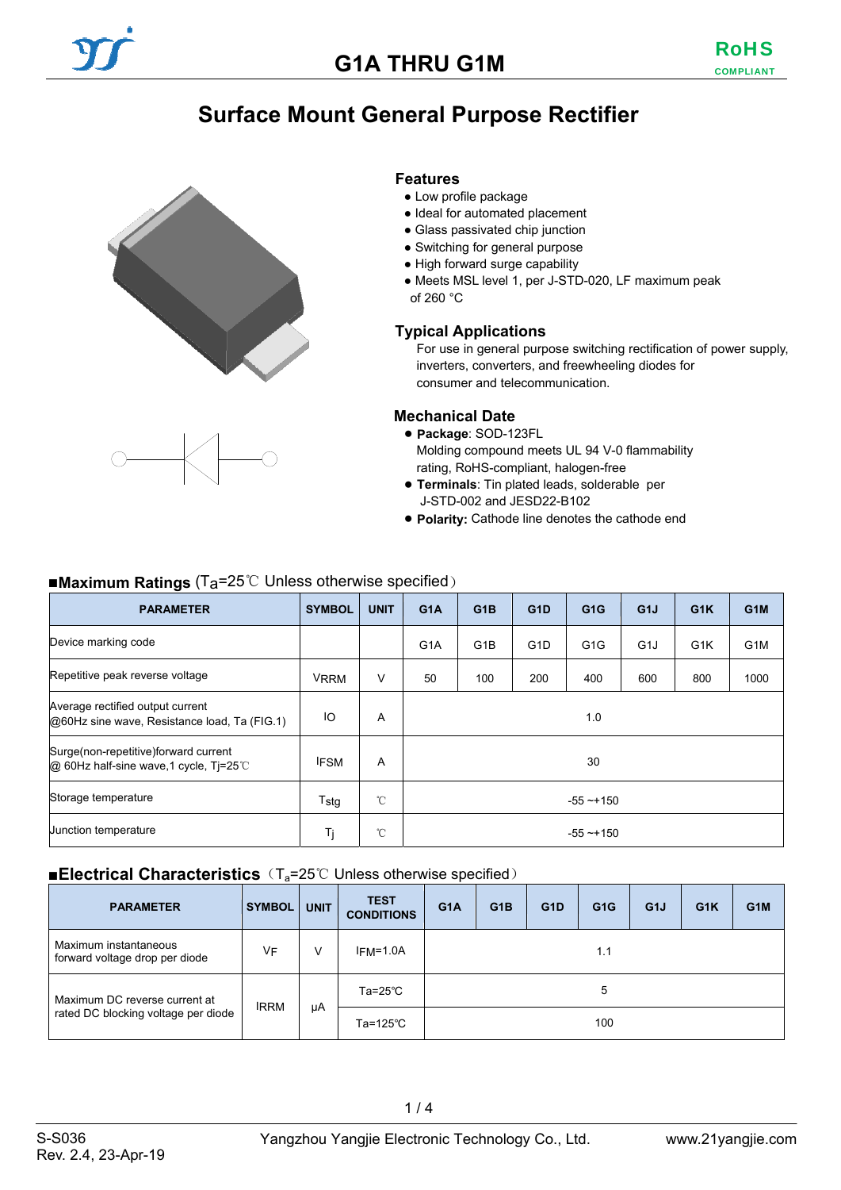# G1A THRU G1M

RoHS COMPLIANT

## Surface Mount General Purpose Rectifier

### Features

- Low profile package
- Ideal for automated placement
- Glass passivated chip junction
- Switching for general purpose
- High forward surge capability
- Meets MSL level 1, per J-STD-020, LF maximum peak of 260 °C

### Typical Applications

For use in general purpose switching rectification of power supply, inverters, converters, and freewheeling diodes for consumer and telecommunication.

### Mechanical Date

- **Package**: SOD-123FL
  Molding compound meets UL 94 V-0 flammability rating, RoHS-compliant, halogen-free
- **Terminals**: Tin plated leads, solderable per J-STD-002 and JESD22-B102
- **Polarity:** Cathode line denotes the cathode end

### ■Maximum Ratings ($T_a$=25℃ Unless otherwise specified)

| PARAMETER | SYMBOL | UNIT | G1A | G1B | G1D | G1G | G1J | G1K | G1M |
|---|---|---|---|---|---|---|---|---|---|
| Device marking code | | | G1A | G1B | G1D | G1G | G1J | G1K | G1M |
| Repetitive peak reverse voltage | $V_{RRM}$ | V | 50 | 100 | 200 | 400 | 600 | 800 | 1000 |
| Average rectified output current @60Hz sine wave, Resistance load, Ta (FIG.1) | $I_O$ | A | 1.0 | | | | | | |
| Surge(non-repetitive)forward current @ 60Hz half-sine wave,1 cycle, Tj=25℃ | $I_{FSM}$ | A | 30 | | | | | | |
| Storage temperature | $T_{stg}$ | ℃ | -55 ~+150 | | | | | | |
| Junction temperature | $T_j$ | ℃ | -55 ~+150 | | | | | | |

### ■Electrical Characteristics ($T_a$=25℃ Unless otherwise specified)

| PARAMETER | SYMBOL | UNIT | TEST CONDITIONS | G1A | G1B | G1D | G1G | G1J | G1K | G1M |
|---|---|---|---|---|---|---|---|---|---|---|
| Maximum instantaneous forward voltage drop per diode | $V_F$ | V | $I_{FM}$=1.0A | 1.1 | | | | | | |
| Maximum DC reverse current at rated DC blocking voltage per diode | $I_{RRM}$ | μA | Ta=25℃ | 5 | | | | | | |
| | | | Ta=125℃ | 100 | | | | | | |

S-S036
Rev. 2.4, 23-Apr-19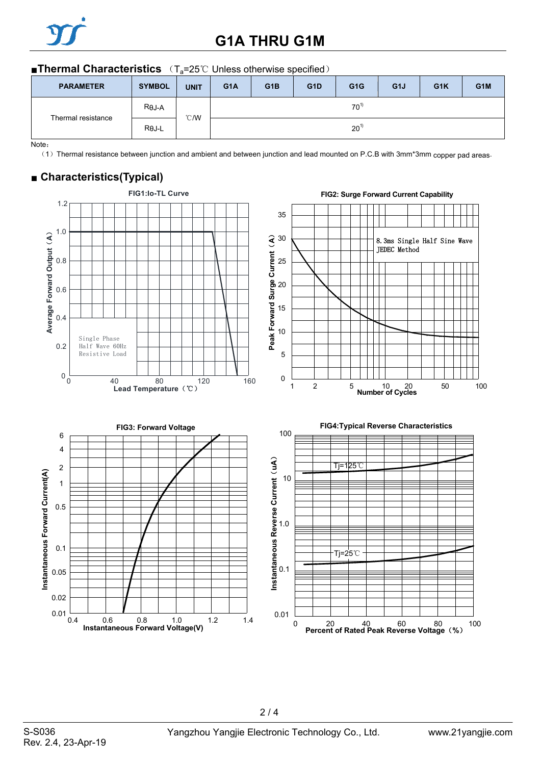## ■Thermal Characteristics （$T_a$=25℃ Unless otherwise specified）

| PARAMETER | SYMBOL | UNIT | G1A | G1B | G1D | G1G | G1J | G1K | G1M |
|---|---|---|---|---|---|---|---|---|---|
| Thermal resistance | RθJ-A | ℃/W | 70[1] | | | | | | |
| | RθJ-L | | 20[1] | | | | | | |

Note：

（1）Thermal resistance between junction and ambient and between junction and lead mounted on P.C.B with 3mm*3mm copper pad areas.

## ■ Characteristics(Typical)

FIG1:Io-TL Curve

FIG2: Surge Forward Current Capability

FIG3: Forward Voltage

FIG4:Typical Reverse Characteristics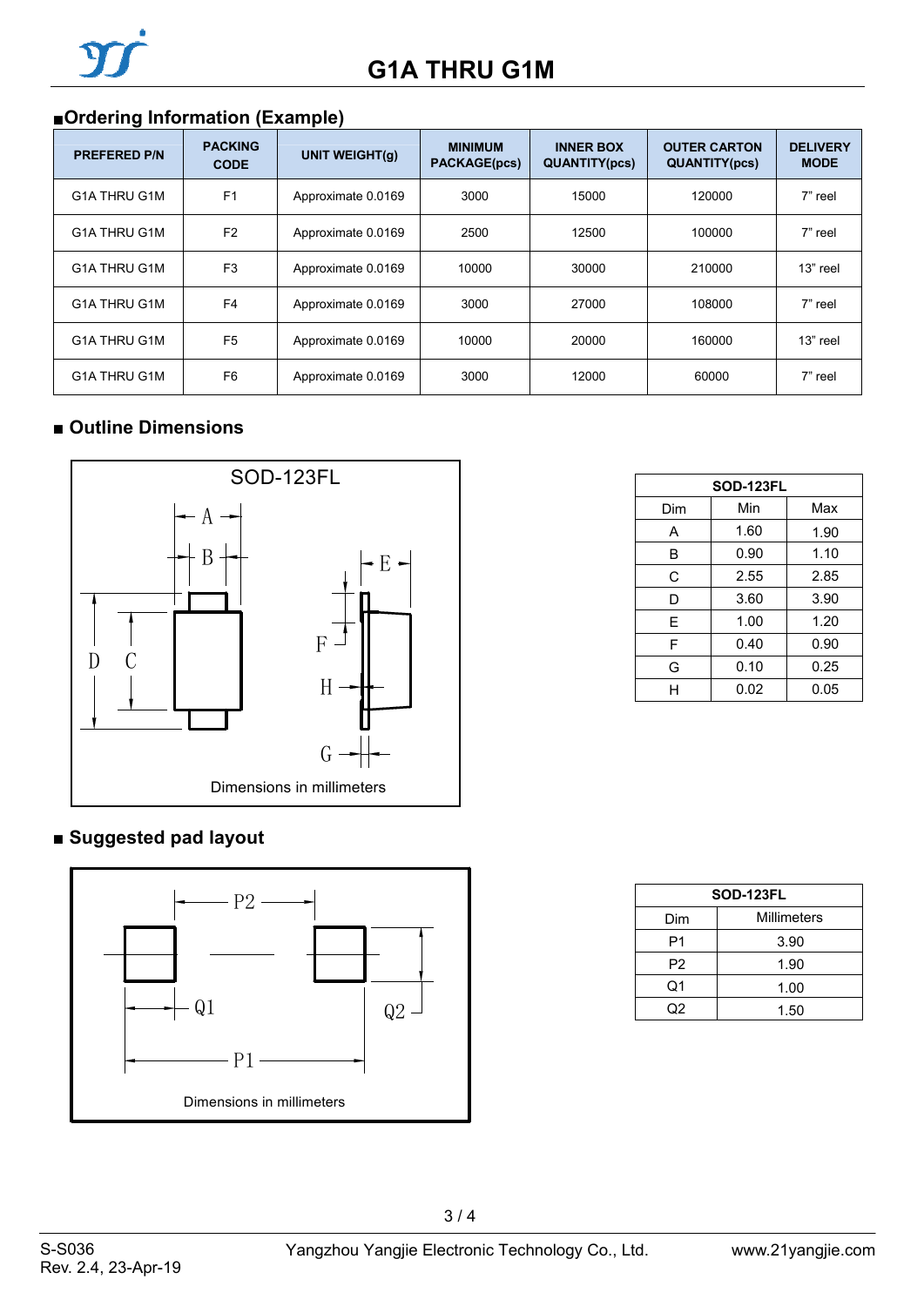## ■Ordering Information (Example)

| PREFERED P/N | PACKING CODE | UNIT WEIGHT(g) | MINIMUM PACKAGE(pcs) | INNER BOX QUANTITY(pcs) | OUTER CARTON QUANTITY(pcs) | DELIVERY MODE |
|---|---|---|---|---|---|---|
| G1A THRU G1M | F1 | Approximate 0.0169 | 3000 | 15000 | 120000 | 7" reel |
| G1A THRU G1M | F2 | Approximate 0.0169 | 2500 | 12500 | 100000 | 7" reel |
| G1A THRU G1M | F3 | Approximate 0.0169 | 10000 | 30000 | 210000 | 13" reel |
| G1A THRU G1M | F4 | Approximate 0.0169 | 3000 | 27000 | 108000 | 7" reel |
| G1A THRU G1M | F5 | Approximate 0.0169 | 10000 | 20000 | 160000 | 13" reel |
| G1A THRU G1M | F6 | Approximate 0.0169 | 3000 | 12000 | 60000 | 7" reel |

## ■ Outline Dimensions

SOD-123FL

Dimensions in millimeters

| SOD-123FL | | |
|---|---|---|
| Dim | Min | Max |
| A | 1.60 | 1.90 |
| B | 0.90 | 1.10 |
| C | 2.55 | 2.85 |
| D | 3.60 | 3.90 |
| E | 1.00 | 1.20 |
| F | 0.40 | 0.90 |
| G | 0.10 | 0.25 |
| H | 0.02 | 0.05 |

## ■ Suggested pad layout

Dimensions in millimeters

| SOD-123FL | |
|---|---|
| Dim | Millimeters |
| P1 | 3.90 |
| P2 | 1.90 |
| Q1 | 1.00 |
| Q2 | 1.50 |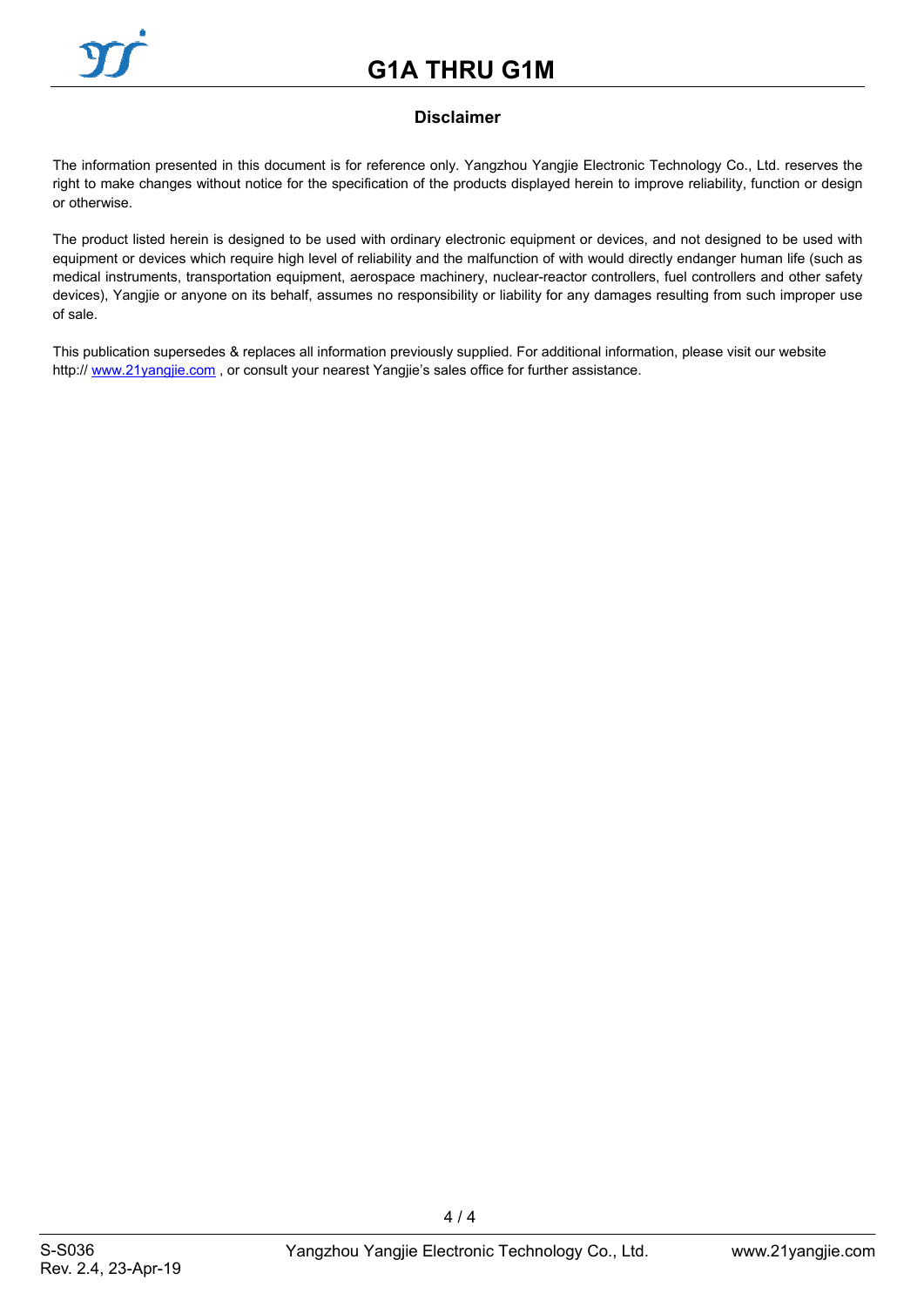## Disclaimer

The information presented in this document is for reference only. Yangzhou Yangjie Electronic Technology Co., Ltd. reserves the right to make changes without notice for the specification of the products displayed herein to improve reliability, function or design or otherwise.

The product listed herein is designed to be used with ordinary electronic equipment or devices, and not designed to be used with equipment or devices which require high level of reliability and the malfunction of with would directly endanger human life (such as medical instruments, transportation equipment, aerospace machinery, nuclear-reactor controllers, fuel controllers and other safety devices), Yangjie or anyone on its behalf, assumes no responsibility or liability for any damages resulting from such improper use of sale.

This publication supersedes & replaces all information previously supplied. For additional information, please visit our website http:// www.21yangjie.com , or consult your nearest Yangjie's sales office for further assistance.